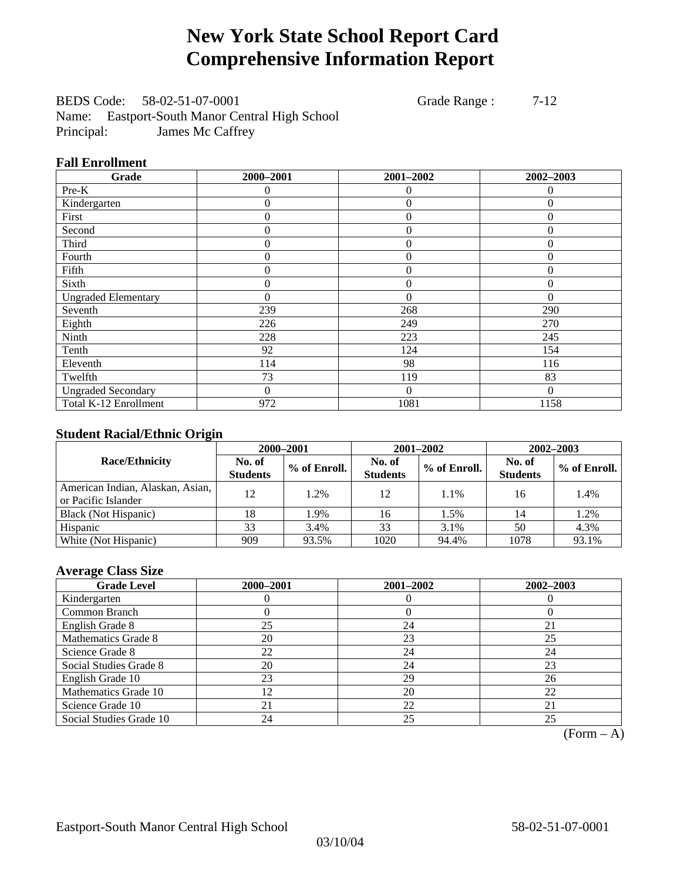# New York State School Report Card
# Comprehensive Information Report

BEDS Code: 58-02-51-07-0001 Grade Range : 7-12
Name: Eastport-South Manor Central High School
Principal: James Mc Caffrey

### Fall Enrollment

| Grade | 2000–2001 | 2001–2002 | 2002–2003 |
|---|---|---|---|
| Pre-K | 0 | 0 | 0 |
| Kindergarten | 0 | 0 | 0 |
| First | 0 | 0 | 0 |
| Second | 0 | 0 | 0 |
| Third | 0 | 0 | 0 |
| Fourth | 0 | 0 | 0 |
| Fifth | 0 | 0 | 0 |
| Sixth | 0 | 0 | 0 |
| Ungraded Elementary | 0 | 0 | 0 |
| Seventh | 239 | 268 | 290 |
| Eighth | 226 | 249 | 270 |
| Ninth | 228 | 223 | 245 |
| Tenth | 92 | 124 | 154 |
| Eleventh | 114 | 98 | 116 |
| Twelfth | 73 | 119 | 83 |
| Ungraded Secondary | 0 | 0 | 0 |
| Total K-12 Enrollment | 972 | 1081 | 1158 |

### Student Racial/Ethnic Origin

| Race/Ethnicity | 2000–2001 | | 2001–2002 | | 2002–2003 | |
|---|---|---|---|---|---|---|
| | No. of Students | % of Enroll. | No. of Students | % of Enroll. | No. of Students | % of Enroll. |
| American Indian, Alaskan, Asian, or Pacific Islander | 12 | 1.2% | 12 | 1.1% | 16 | 1.4% |
| Black (Not Hispanic) | 18 | 1.9% | 16 | 1.5% | 14 | 1.2% |
| Hispanic | 33 | 3.4% | 33 | 3.1% | 50 | 4.3% |
| White (Not Hispanic) | 909 | 93.5% | 1020 | 94.4% | 1078 | 93.1% |

### Average Class Size

| Grade Level | 2000–2001 | 2001–2002 | 2002–2003 |
|---|---|---|---|
| Kindergarten | 0 | 0 | 0 |
| Common Branch | 0 | 0 | 0 |
| English Grade 8 | 25 | 24 | 21 |
| Mathematics Grade 8 | 20 | 23 | 25 |
| Science Grade 8 | 22 | 24 | 24 |
| Social Studies Grade 8 | 20 | 24 | 23 |
| English Grade 10 | 23 | 29 | 26 |
| Mathematics Grade 10 | 12 | 20 | 22 |
| Science Grade 10 | 21 | 22 | 21 |
| Social Studies Grade 10 | 24 | 25 | 25 |

(Form – A)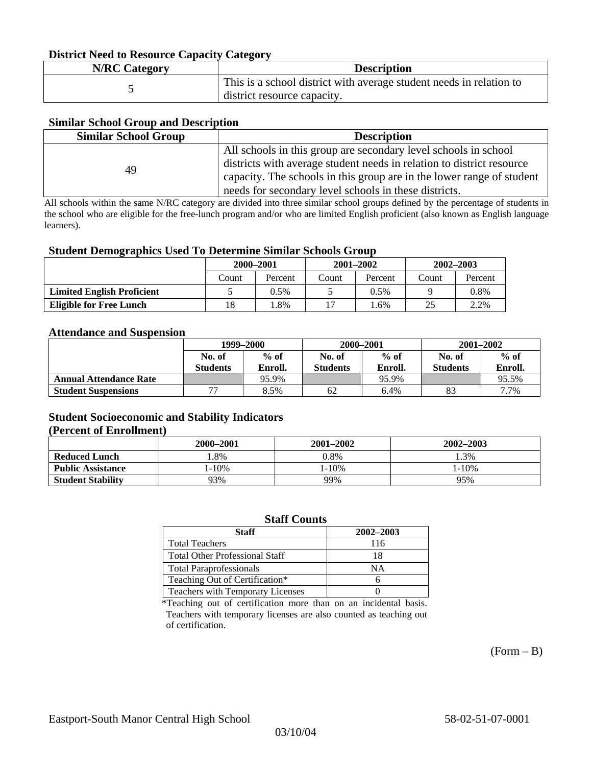### District Need to Resource Capacity Category

| N/RC Category | Description |
|---|---|
| 5 | This is a school district with average student needs in relation to district resource capacity. |

### Similar School Group and Description

| Similar School Group | Description |
|---|---|
| 49 | All schools in this group are secondary level schools in school districts with average student needs in relation to district resource capacity. The schools in this group are in the lower range of student needs for secondary level schools in these districts. |

All schools within the same N/RC category are divided into three similar school groups defined by the percentage of students in the school who are eligible for the free-lunch program and/or who are limited English proficient (also known as English language learners).

### Student Demographics Used To Determine Similar Schools Group

| | 2000–2001 | | 2001–2002 | | 2002–2003 | |
|---|---|---|---|---|---|---|
| | Count | Percent | Count | Percent | Count | Percent |
| **Limited English Proficient** | 5 | 0.5% | 5 | 0.5% | 9 | 0.8% |
| **Eligible for Free Lunch** | 18 | 1.8% | 17 | 1.6% | 25 | 2.2% |

### Attendance and Suspension

| | 1999–2000 | | 2000–2001 | | 2001–2002 | |
|---|---|---|---|---|---|---|
| | No. of Students | % of Enroll. | No. of Students | % of Enroll. | No. of Students | % of Enroll. |
| **Annual Attendance Rate** | | 95.9% | | 95.9% | | 95.5% |
| **Student Suspensions** | 77 | 8.5% | 62 | 6.4% | 83 | 7.7% |

### Student Socioeconomic and Stability Indicators
### (Percent of Enrollment)

| | 2000–2001 | 2001–2002 | 2002–2003 |
|---|---|---|---|
| **Reduced Lunch** | 1.8% | 0.8% | 1.3% |
| **Public Assistance** | 1-10% | 1-10% | 1-10% |
| **Student Stability** | 93% | 99% | 95% |

### Staff Counts

| Staff | 2002–2003 |
|---|---|
| Total Teachers | 116 |
| Total Other Professional Staff | 18 |
| Total Paraprofessionals | NA |
| Teaching Out of Certification* | 6 |
| Teachers with Temporary Licenses | 0 |

*Teaching out of certification more than on an incidental basis. Teachers with temporary licenses are also counted as teaching out of certification.

(Form – B)

Eastport-South Manor Central High School 58-02-51-07-0001

03/10/04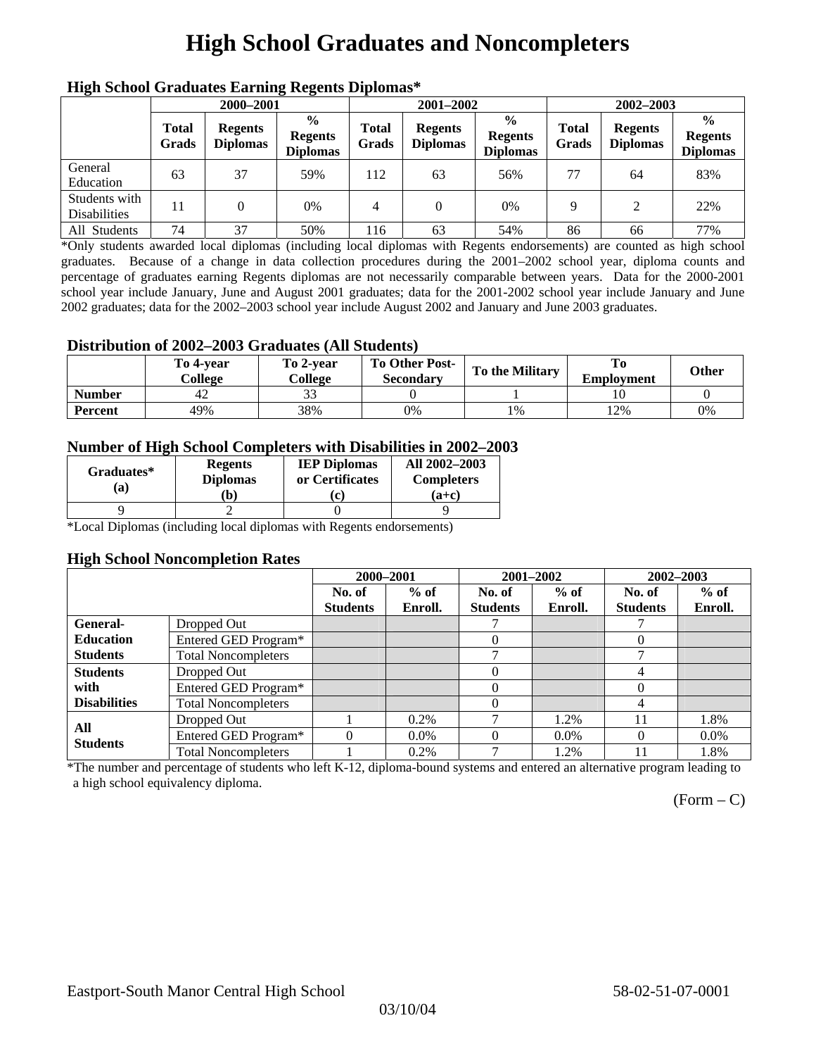# High School Graduates and Noncompleters

### High School Graduates Earning Regents Diplomas*

| | 2000–2001 | | | 2001–2002 | | | 2002–2003 | | |
|---|---|---|---|---|---|---|---|---|---|
| | Total Grads | Regents Diplomas | % Regents Diplomas | Total Grads | Regents Diplomas | % Regents Diplomas | Total Grads | Regents Diplomas | % Regents Diplomas |
| General Education | 63 | 37 | 59% | 112 | 63 | 56% | 77 | 64 | 83% |
| Students with Disabilities | 11 | 0 | 0% | 4 | 0 | 0% | 9 | 2 | 22% |
| All Students | 74 | 37 | 50% | 116 | 63 | 54% | 86 | 66 | 77% |

*Only students awarded local diplomas (including local diplomas with Regents endorsements) are counted as high school graduates. Because of a change in data collection procedures during the 2001–2002 school year, diploma counts and percentage of graduates earning Regents diplomas are not necessarily comparable between years. Data for the 2000-2001 school year include January, June and August 2001 graduates; data for the 2001-2002 school year include January and June 2002 graduates; data for the 2002–2003 school year include August 2002 and January and June 2003 graduates.

### Distribution of 2002–2003 Graduates (All Students)

| | To 4-year College | To 2-year College | To Other Post-Secondary | To the Military | To Employment | Other |
|---|---|---|---|---|---|---|
| Number | 42 | 33 | 0 | 1 | 10 | 0 |
| Percent | 49% | 38% | 0% | 1% | 12% | 0% |

### Number of High School Completers with Disabilities in 2002–2003

| Graduates* (a) | Regents Diplomas (b) | IEP Diplomas or Certificates (c) | All 2002–2003 Completers (a+c) |
|---|---|---|---|
| 9 | 2 | 0 | 9 |

*Local Diplomas (including local diplomas with Regents endorsements)

### High School Noncompletion Rates

| | | 2000–2001 | | 2001–2002 | | 2002–2003 | |
|---|---|---|---|---|---|---|---|
| | | No. of Students | % of Enroll. | No. of Students | % of Enroll. | No. of Students | % of Enroll. |
| General-Education Students | Dropped Out | | | 7 | | 7 | |
| | Entered GED Program* | | | 0 | | 0 | |
| | Total Noncompleters | | | 7 | | 7 | |
| Students with Disabilities | Dropped Out | | | 0 | | 4 | |
| | Entered GED Program* | | | 0 | | 0 | |
| | Total Noncompleters | | | 0 | | 4 | |
| All Students | Dropped Out | 1 | 0.2% | 7 | 1.2% | 11 | 1.8% |
| | Entered GED Program* | 0 | 0.0% | 0 | 0.0% | 0 | 0.0% |
| | Total Noncompleters | 1 | 0.2% | 7 | 1.2% | 11 | 1.8% |

*The number and percentage of students who left K-12, diploma-bound systems and entered an alternative program leading to a high school equivalency diploma.

(Form – C)

Eastport-South Manor Central High School 58-02-51-07-0001

03/10/04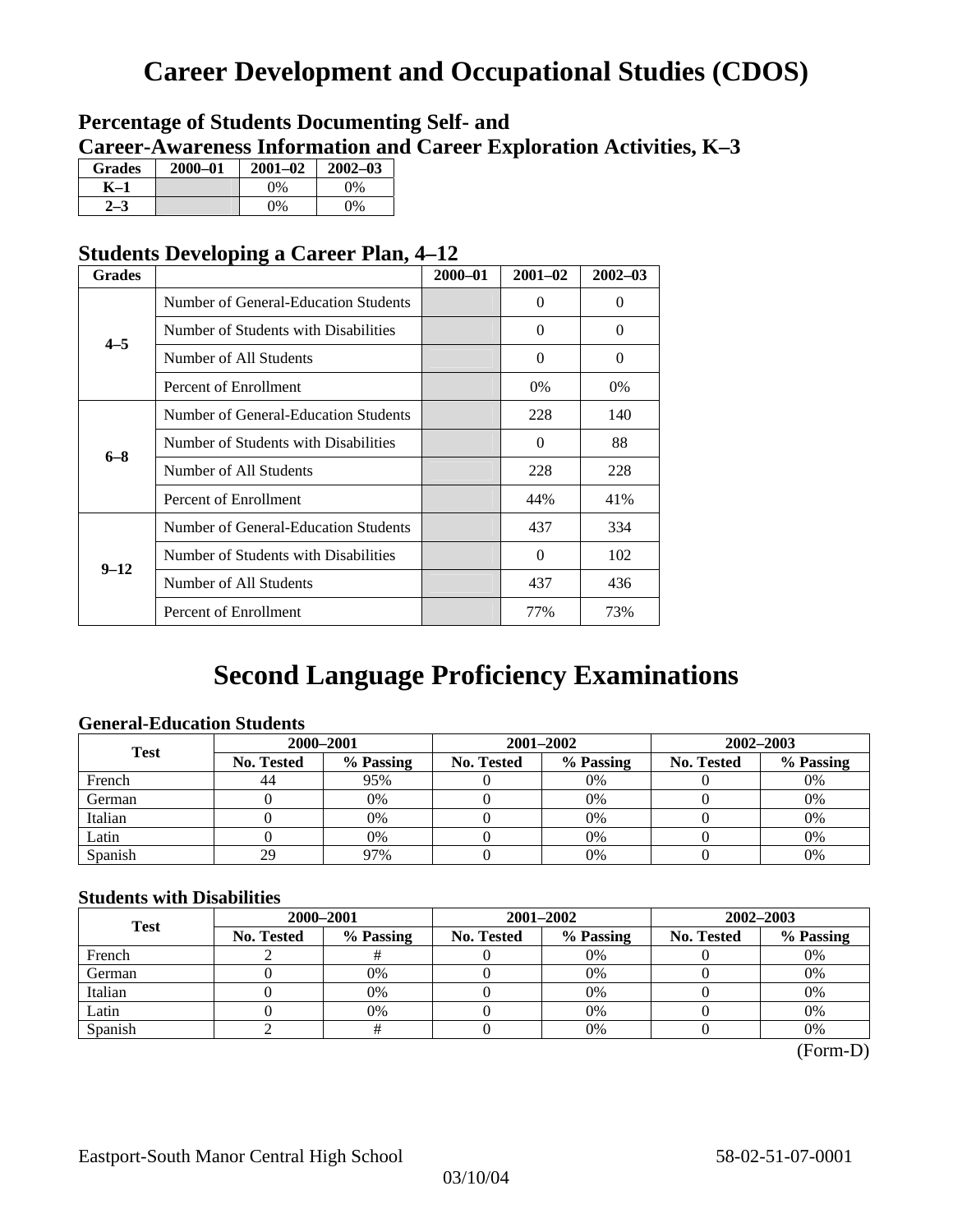# Career Development and Occupational Studies (CDOS)

## Percentage of Students Documenting Self- and Career-Awareness Information and Career Exploration Activities, K–3

| Grades | 2000–01 | 2001–02 | 2002–03 |
|---|---|---|---|
| K–1 | | 0% | 0% |
| 2–3 | | 0% | 0% |

## Students Developing a Career Plan, 4–12

| Grades | | 2000–01 | 2001–02 | 2002–03 |
|---|---|---|---|---|
| 4–5 | Number of General-Education Students | | 0 | 0 |
| | Number of Students with Disabilities | | 0 | 0 |
| | Number of All Students | | 0 | 0 |
| | Percent of Enrollment | | 0% | 0% |
| 6–8 | Number of General-Education Students | | 228 | 140 |
| | Number of Students with Disabilities | | 0 | 88 |
| | Number of All Students | | 228 | 228 |
| | Percent of Enrollment | | 44% | 41% |
| 9–12 | Number of General-Education Students | | 437 | 334 |
| | Number of Students with Disabilities | | 0 | 102 |
| | Number of All Students | | 437 | 436 |
| | Percent of Enrollment | | 77% | 73% |

# Second Language Proficiency Examinations

### General-Education Students

| Test | 2000–2001 | | 2001–2002 | | 2002–2003 | |
|---|---|---|---|---|---|---|
| | No. Tested | % Passing | No. Tested | % Passing | No. Tested | % Passing |
| French | 44 | 95% | 0 | 0% | 0 | 0% |
| German | 0 | 0% | 0 | 0% | 0 | 0% |
| Italian | 0 | 0% | 0 | 0% | 0 | 0% |
| Latin | 0 | 0% | 0 | 0% | 0 | 0% |
| Spanish | 29 | 97% | 0 | 0% | 0 | 0% |

### Students with Disabilities

| Test | 2000–2001 | | 2001–2002 | | 2002–2003 | |
|---|---|---|---|---|---|---|
| | No. Tested | % Passing | No. Tested | % Passing | No. Tested | % Passing |
| French | 2 | # | 0 | 0% | 0 | 0% |
| German | 0 | 0% | 0 | 0% | 0 | 0% |
| Italian | 0 | 0% | 0 | 0% | 0 | 0% |
| Latin | 0 | 0% | 0 | 0% | 0 | 0% |
| Spanish | 2 | # | 0 | 0% | 0 | 0% |

(Form-D)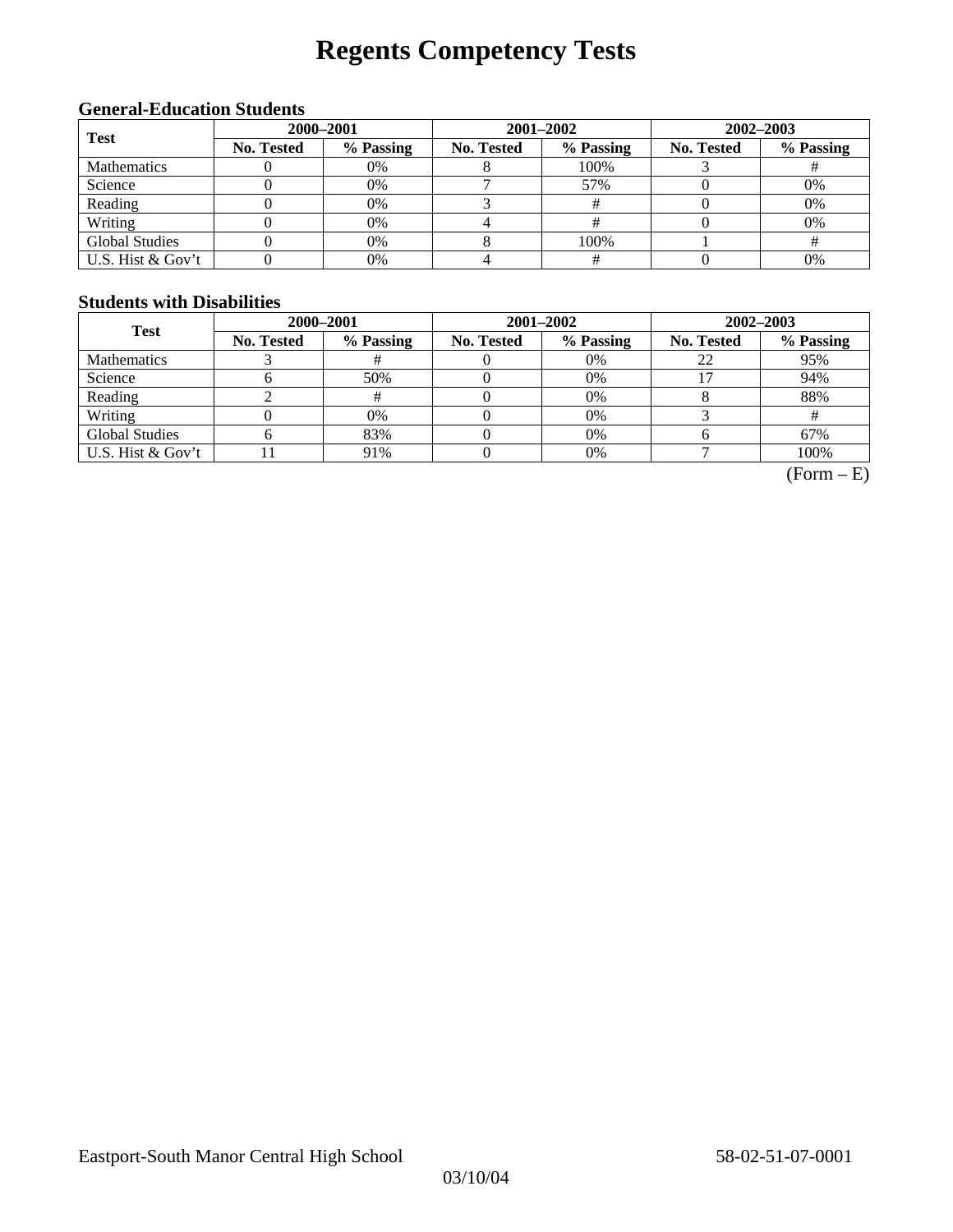# Regents Competency Tests

### General-Education Students

| Test | 2000–2001 | | 2001–2002 | | 2002–2003 | |
|---|---|---|---|---|---|---|
| | No. Tested | % Passing | No. Tested | % Passing | No. Tested | % Passing |
| Mathematics | 0 | 0% | 8 | 100% | 3 | # |
| Science | 0 | 0% | 7 | 57% | 0 | 0% |
| Reading | 0 | 0% | 3 | # | 0 | 0% |
| Writing | 0 | 0% | 4 | # | 0 | 0% |
| Global Studies | 0 | 0% | 8 | 100% | 1 | # |
| U.S. Hist & Gov't | 0 | 0% | 4 | # | 0 | 0% |

### Students with Disabilities

| Test | 2000–2001 | | 2001–2002 | | 2002–2003 | |
|---|---|---|---|---|---|---|
| | No. Tested | % Passing | No. Tested | % Passing | No. Tested | % Passing |
| Mathematics | 3 | # | 0 | 0% | 22 | 95% |
| Science | 6 | 50% | 0 | 0% | 17 | 94% |
| Reading | 2 | # | 0 | 0% | 8 | 88% |
| Writing | 0 | 0% | 0 | 0% | 3 | # |
| Global Studies | 6 | 83% | 0 | 0% | 6 | 67% |
| U.S. Hist & Gov't | 11 | 91% | 0 | 0% | 7 | 100% |

(Form – E)

Eastport-South Manor Central High School 58-02-51-07-0001

03/10/04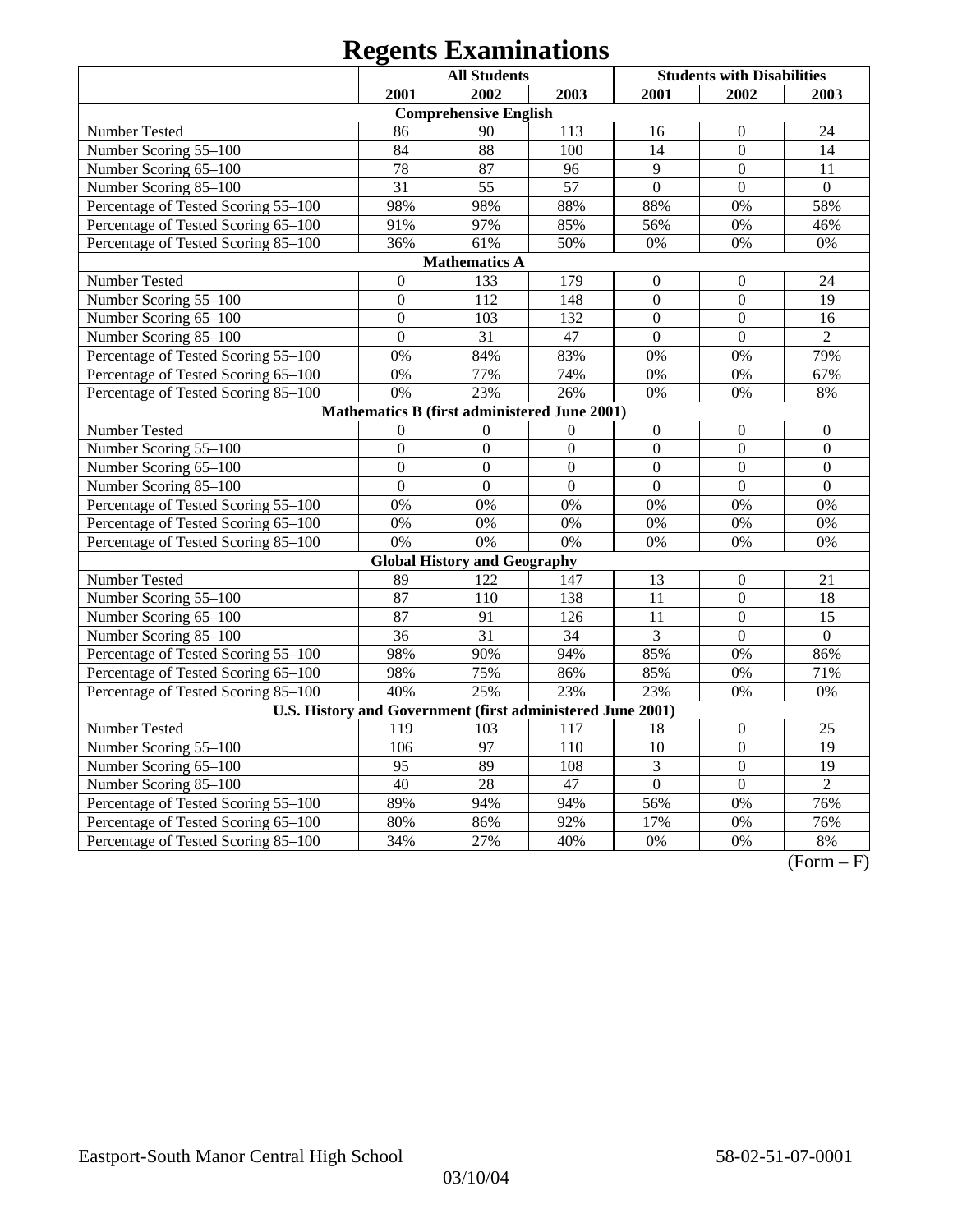# Regents Examinations

| | All Students | | | Students with Disabilities | | |
|---|---|---|---|---|---|---|
| | 2001 | 2002 | 2003 | 2001 | 2002 | 2003 |
| **Comprehensive English** | | | | | | |
| Number Tested | 86 | 90 | 113 | 16 | 0 | 24 |
| Number Scoring 55–100 | 84 | 88 | 100 | 14 | 0 | 14 |
| Number Scoring 65–100 | 78 | 87 | 96 | 9 | 0 | 11 |
| Number Scoring 85–100 | 31 | 55 | 57 | 0 | 0 | 0 |
| Percentage of Tested Scoring 55–100 | 98% | 98% | 88% | 88% | 0% | 58% |
| Percentage of Tested Scoring 65–100 | 91% | 97% | 85% | 56% | 0% | 46% |
| Percentage of Tested Scoring 85–100 | 36% | 61% | 50% | 0% | 0% | 0% |
| **Mathematics A** | | | | | | |
| Number Tested | 0 | 133 | 179 | 0 | 0 | 24 |
| Number Scoring 55–100 | 0 | 112 | 148 | 0 | 0 | 19 |
| Number Scoring 65–100 | 0 | 103 | 132 | 0 | 0 | 16 |
| Number Scoring 85–100 | 0 | 31 | 47 | 0 | 0 | 2 |
| Percentage of Tested Scoring 55–100 | 0% | 84% | 83% | 0% | 0% | 79% |
| Percentage of Tested Scoring 65–100 | 0% | 77% | 74% | 0% | 0% | 67% |
| Percentage of Tested Scoring 85–100 | 0% | 23% | 26% | 0% | 0% | 8% |
| **Mathematics B (first administered June 2001)** | | | | | | |
| Number Tested | 0 | 0 | 0 | 0 | 0 | 0 |
| Number Scoring 55–100 | 0 | 0 | 0 | 0 | 0 | 0 |
| Number Scoring 65–100 | 0 | 0 | 0 | 0 | 0 | 0 |
| Number Scoring 85–100 | 0 | 0 | 0 | 0 | 0 | 0 |
| Percentage of Tested Scoring 55–100 | 0% | 0% | 0% | 0% | 0% | 0% |
| Percentage of Tested Scoring 65–100 | 0% | 0% | 0% | 0% | 0% | 0% |
| Percentage of Tested Scoring 85–100 | 0% | 0% | 0% | 0% | 0% | 0% |
| **Global History and Geography** | | | | | | |
| Number Tested | 89 | 122 | 147 | 13 | 0 | 21 |
| Number Scoring 55–100 | 87 | 110 | 138 | 11 | 0 | 18 |
| Number Scoring 65–100 | 87 | 91 | 126 | 11 | 0 | 15 |
| Number Scoring 85–100 | 36 | 31 | 34 | 3 | 0 | 0 |
| Percentage of Tested Scoring 55–100 | 98% | 90% | 94% | 85% | 0% | 86% |
| Percentage of Tested Scoring 65–100 | 98% | 75% | 86% | 85% | 0% | 71% |
| Percentage of Tested Scoring 85–100 | 40% | 25% | 23% | 23% | 0% | 0% |
| **U.S. History and Government (first administered June 2001)** | | | | | | |
| Number Tested | 119 | 103 | 117 | 18 | 0 | 25 |
| Number Scoring 55–100 | 106 | 97 | 110 | 10 | 0 | 19 |
| Number Scoring 65–100 | 95 | 89 | 108 | 3 | 0 | 19 |
| Number Scoring 85–100 | 40 | 28 | 47 | 0 | 0 | 2 |
| Percentage of Tested Scoring 55–100 | 89% | 94% | 94% | 56% | 0% | 76% |
| Percentage of Tested Scoring 65–100 | 80% | 86% | 92% | 17% | 0% | 76% |
| Percentage of Tested Scoring 85–100 | 34% | 27% | 40% | 0% | 0% | 8% |

(Form – F)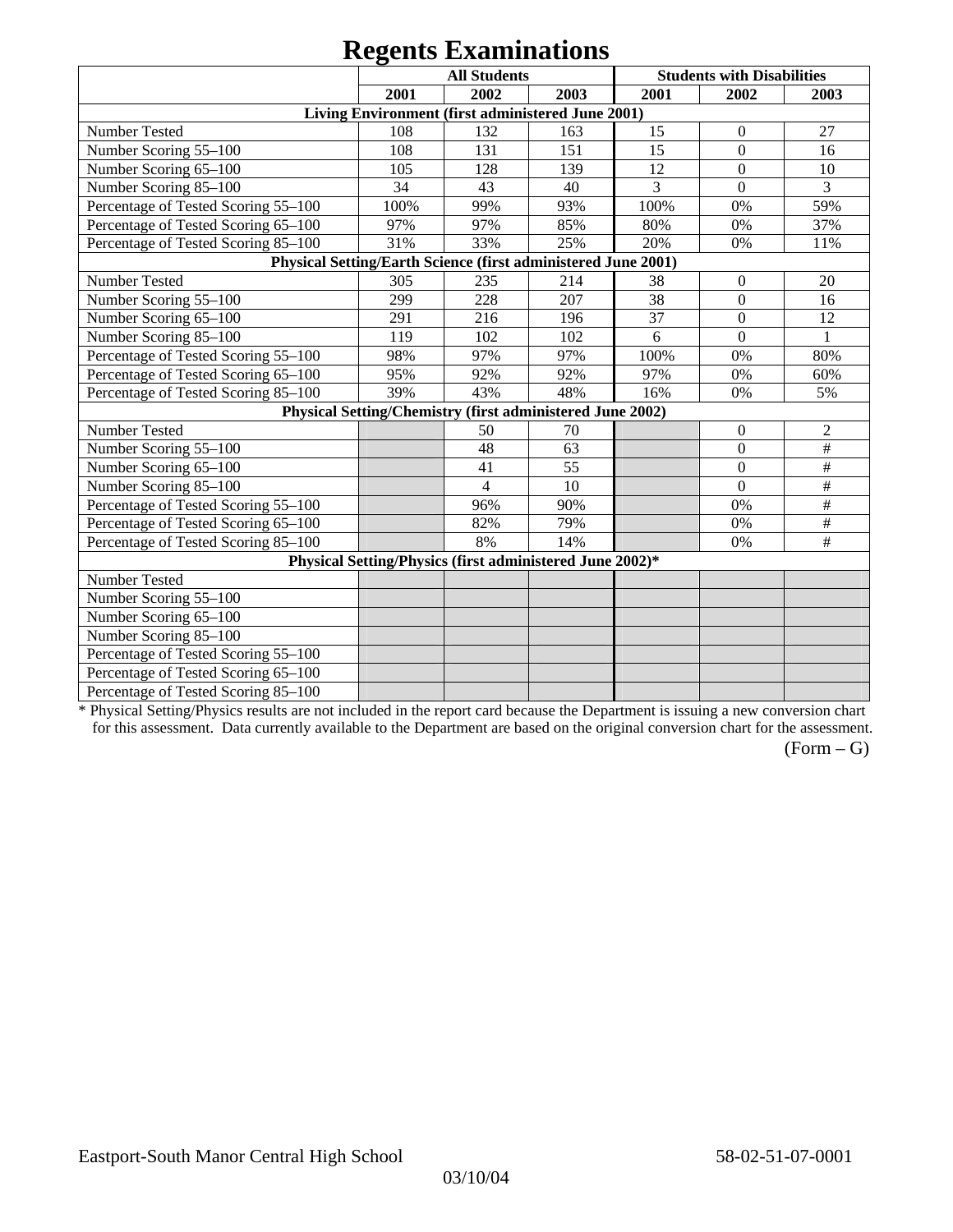# Regents Examinations

| | All Students | | | Students with Disabilities | | |
|---|---|---|---|---|---|---|
| | 2001 | 2002 | 2003 | 2001 | 2002 | 2003 |
| **Living Environment (first administered June 2001)** | | | | | | |
| Number Tested | 108 | 132 | 163 | 15 | 0 | 27 |
| Number Scoring 55–100 | 108 | 131 | 151 | 15 | 0 | 16 |
| Number Scoring 65–100 | 105 | 128 | 139 | 12 | 0 | 10 |
| Number Scoring 85–100 | 34 | 43 | 40 | 3 | 0 | 3 |
| Percentage of Tested Scoring 55–100 | 100% | 99% | 93% | 100% | 0% | 59% |
| Percentage of Tested Scoring 65–100 | 97% | 97% | 85% | 80% | 0% | 37% |
| Percentage of Tested Scoring 85–100 | 31% | 33% | 25% | 20% | 0% | 11% |
| **Physical Setting/Earth Science (first administered June 2001)** | | | | | | |
| Number Tested | 305 | 235 | 214 | 38 | 0 | 20 |
| Number Scoring 55–100 | 299 | 228 | 207 | 38 | 0 | 16 |
| Number Scoring 65–100 | 291 | 216 | 196 | 37 | 0 | 12 |
| Number Scoring 85–100 | 119 | 102 | 102 | 6 | 0 | 1 |
| Percentage of Tested Scoring 55–100 | 98% | 97% | 97% | 100% | 0% | 80% |
| Percentage of Tested Scoring 65–100 | 95% | 92% | 92% | 97% | 0% | 60% |
| Percentage of Tested Scoring 85–100 | 39% | 43% | 48% | 16% | 0% | 5% |
| **Physical Setting/Chemistry (first administered June 2002)** | | | | | | |
| Number Tested | | 50 | 70 | | 0 | 2 |
| Number Scoring 55–100 | | 48 | 63 | | 0 | # |
| Number Scoring 65–100 | | 41 | 55 | | 0 | # |
| Number Scoring 85–100 | | 4 | 10 | | 0 | # |
| Percentage of Tested Scoring 55–100 | | 96% | 90% | | 0% | # |
| Percentage of Tested Scoring 65–100 | | 82% | 79% | | 0% | # |
| Percentage of Tested Scoring 85–100 | | 8% | 14% | | 0% | # |
| **Physical Setting/Physics (first administered June 2002)*** | | | | | | |
| Number Tested | | | | | | |
| Number Scoring 55–100 | | | | | | |
| Number Scoring 65–100 | | | | | | |
| Number Scoring 85–100 | | | | | | |
| Percentage of Tested Scoring 55–100 | | | | | | |
| Percentage of Tested Scoring 65–100 | | | | | | |
| Percentage of Tested Scoring 85–100 | | | | | | |

* Physical Setting/Physics results are not included in the report card because the Department is issuing a new conversion chart for this assessment. Data currently available to the Department are based on the original conversion chart for the assessment.

(Form – G)

Eastport-South Manor Central High School 58-02-51-07-0001

03/10/04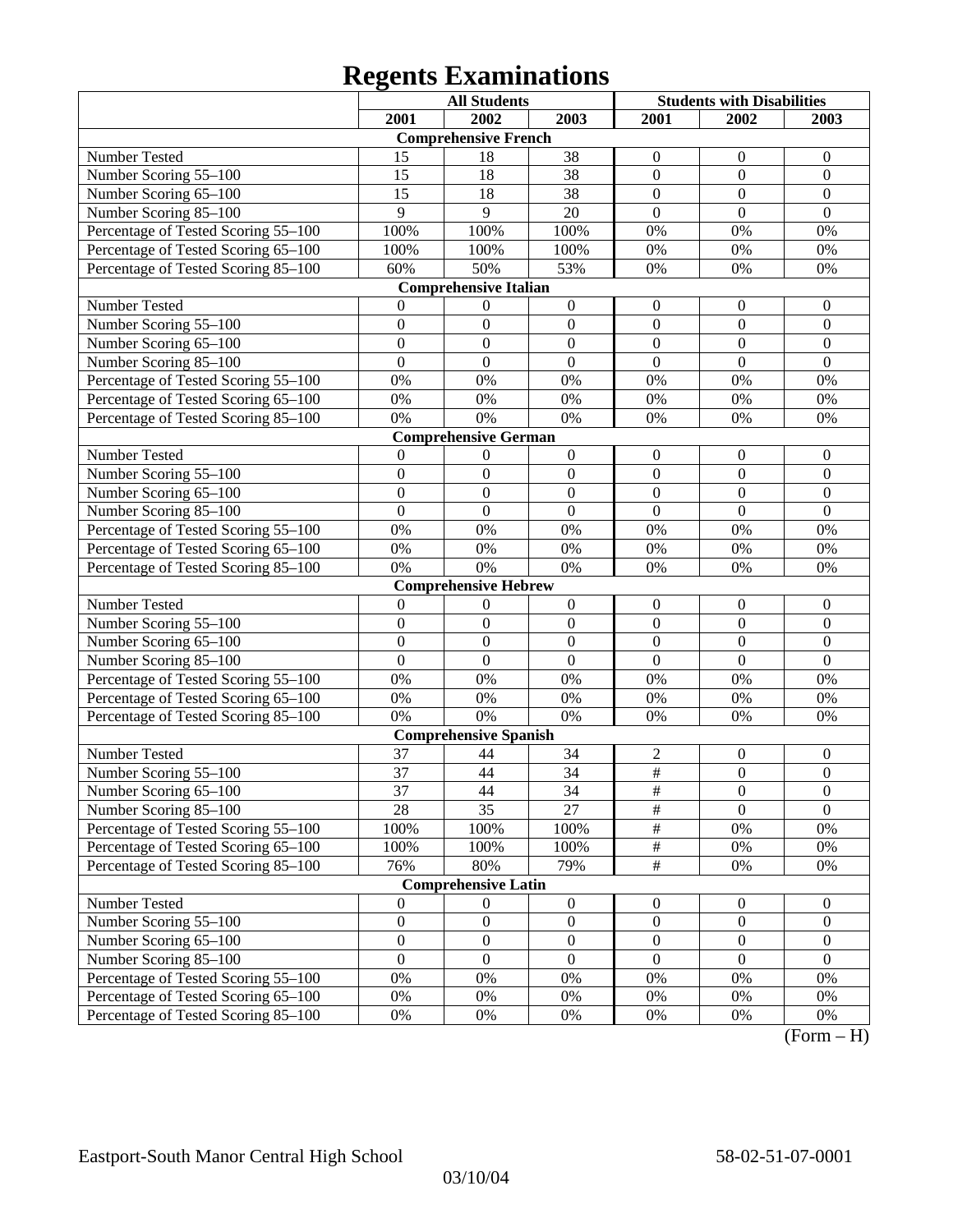# Regents Examinations

| | All Students | | | Students with Disabilities | | |
|---|---|---|---|---|---|---|
| | 2001 | 2002 | 2003 | 2001 | 2002 | 2003 |
| **Comprehensive French** | | | | | | |
| Number Tested | 15 | 18 | 38 | 0 | 0 | 0 |
| Number Scoring 55–100 | 15 | 18 | 38 | 0 | 0 | 0 |
| Number Scoring 65–100 | 15 | 18 | 38 | 0 | 0 | 0 |
| Number Scoring 85–100 | 9 | 9 | 20 | 0 | 0 | 0 |
| Percentage of Tested Scoring 55–100 | 100% | 100% | 100% | 0% | 0% | 0% |
| Percentage of Tested Scoring 65–100 | 100% | 100% | 100% | 0% | 0% | 0% |
| Percentage of Tested Scoring 85–100 | 60% | 50% | 53% | 0% | 0% | 0% |
| **Comprehensive Italian** | | | | | | |
| Number Tested | 0 | 0 | 0 | 0 | 0 | 0 |
| Number Scoring 55–100 | 0 | 0 | 0 | 0 | 0 | 0 |
| Number Scoring 65–100 | 0 | 0 | 0 | 0 | 0 | 0 |
| Number Scoring 85–100 | 0 | 0 | 0 | 0 | 0 | 0 |
| Percentage of Tested Scoring 55–100 | 0% | 0% | 0% | 0% | 0% | 0% |
| Percentage of Tested Scoring 65–100 | 0% | 0% | 0% | 0% | 0% | 0% |
| Percentage of Tested Scoring 85–100 | 0% | 0% | 0% | 0% | 0% | 0% |
| **Comprehensive German** | | | | | | |
| Number Tested | 0 | 0 | 0 | 0 | 0 | 0 |
| Number Scoring 55–100 | 0 | 0 | 0 | 0 | 0 | 0 |
| Number Scoring 65–100 | 0 | 0 | 0 | 0 | 0 | 0 |
| Number Scoring 85–100 | 0 | 0 | 0 | 0 | 0 | 0 |
| Percentage of Tested Scoring 55–100 | 0% | 0% | 0% | 0% | 0% | 0% |
| Percentage of Tested Scoring 65–100 | 0% | 0% | 0% | 0% | 0% | 0% |
| Percentage of Tested Scoring 85–100 | 0% | 0% | 0% | 0% | 0% | 0% |
| **Comprehensive Hebrew** | | | | | | |
| Number Tested | 0 | 0 | 0 | 0 | 0 | 0 |
| Number Scoring 55–100 | 0 | 0 | 0 | 0 | 0 | 0 |
| Number Scoring 65–100 | 0 | 0 | 0 | 0 | 0 | 0 |
| Number Scoring 85–100 | 0 | 0 | 0 | 0 | 0 | 0 |
| Percentage of Tested Scoring 55–100 | 0% | 0% | 0% | 0% | 0% | 0% |
| Percentage of Tested Scoring 65–100 | 0% | 0% | 0% | 0% | 0% | 0% |
| Percentage of Tested Scoring 85–100 | 0% | 0% | 0% | 0% | 0% | 0% |
| **Comprehensive Spanish** | | | | | | |
| Number Tested | 37 | 44 | 34 | 2 | 0 | 0 |
| Number Scoring 55–100 | 37 | 44 | 34 | # | 0 | 0 |
| Number Scoring 65–100 | 37 | 44 | 34 | # | 0 | 0 |
| Number Scoring 85–100 | 28 | 35 | 27 | # | 0 | 0 |
| Percentage of Tested Scoring 55–100 | 100% | 100% | 100% | # | 0% | 0% |
| Percentage of Tested Scoring 65–100 | 100% | 100% | 100% | # | 0% | 0% |
| Percentage of Tested Scoring 85–100 | 76% | 80% | 79% | # | 0% | 0% |
| **Comprehensive Latin** | | | | | | |
| Number Tested | 0 | 0 | 0 | 0 | 0 | 0 |
| Number Scoring 55–100 | 0 | 0 | 0 | 0 | 0 | 0 |
| Number Scoring 65–100 | 0 | 0 | 0 | 0 | 0 | 0 |
| Number Scoring 85–100 | 0 | 0 | 0 | 0 | 0 | 0 |
| Percentage of Tested Scoring 55–100 | 0% | 0% | 0% | 0% | 0% | 0% |
| Percentage of Tested Scoring 65–100 | 0% | 0% | 0% | 0% | 0% | 0% |
| Percentage of Tested Scoring 85–100 | 0% | 0% | 0% | 0% | 0% | 0% |

(Form – H)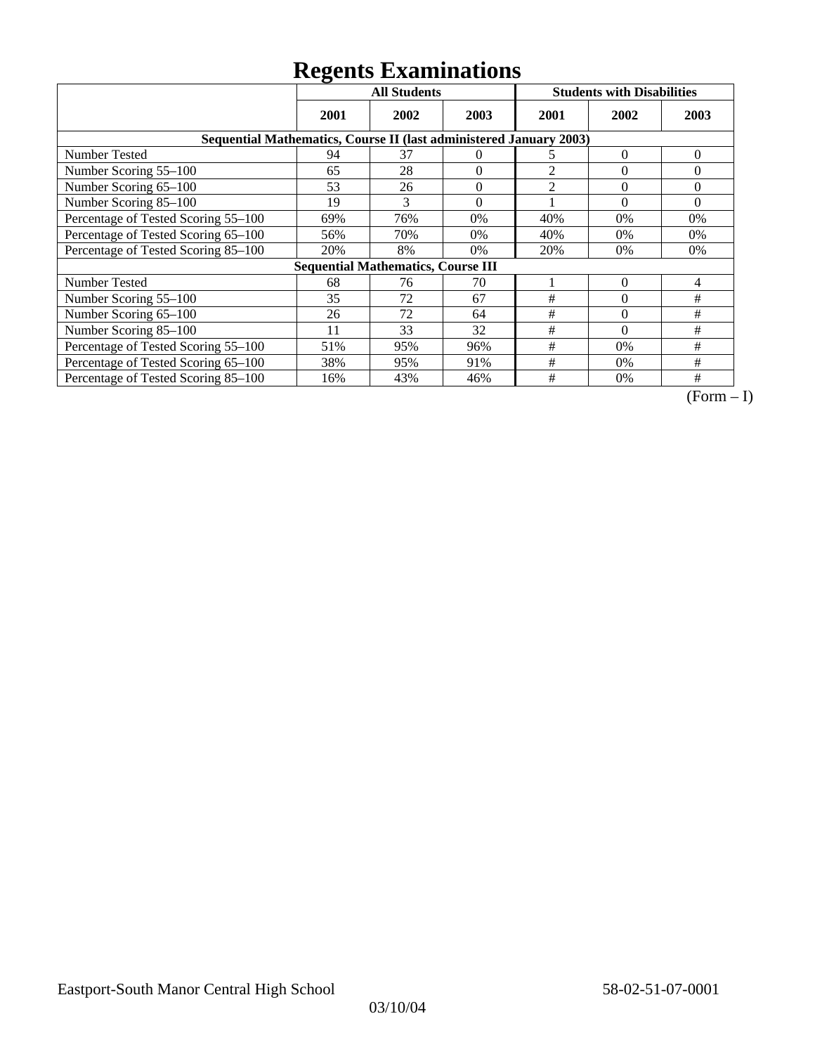# Regents Examinations

| | All Students | | | Students with Disabilities | | |
|---|---|---|---|---|---|---|
| | 2001 | 2002 | 2003 | 2001 | 2002 | 2003 |
| **Sequential Mathematics, Course II (last administered January 2003)** | | | | | | |
| Number Tested | 94 | 37 | 0 | 5 | 0 | 0 |
| Number Scoring 55–100 | 65 | 28 | 0 | 2 | 0 | 0 |
| Number Scoring 65–100 | 53 | 26 | 0 | 2 | 0 | 0 |
| Number Scoring 85–100 | 19 | 3 | 0 | 1 | 0 | 0 |
| Percentage of Tested Scoring 55–100 | 69% | 76% | 0% | 40% | 0% | 0% |
| Percentage of Tested Scoring 65–100 | 56% | 70% | 0% | 40% | 0% | 0% |
| Percentage of Tested Scoring 85–100 | 20% | 8% | 0% | 20% | 0% | 0% |
| **Sequential Mathematics, Course III** | | | | | | |
| Number Tested | 68 | 76 | 70 | 1 | 0 | 4 |
| Number Scoring 55–100 | 35 | 72 | 67 | # | 0 | # |
| Number Scoring 65–100 | 26 | 72 | 64 | # | 0 | # |
| Number Scoring 85–100 | 11 | 33 | 32 | # | 0 | # |
| Percentage of Tested Scoring 55–100 | 51% | 95% | 96% | # | 0% | # |
| Percentage of Tested Scoring 65–100 | 38% | 95% | 91% | # | 0% | # |
| Percentage of Tested Scoring 85–100 | 16% | 43% | 46% | # | 0% | # |

(Form – I)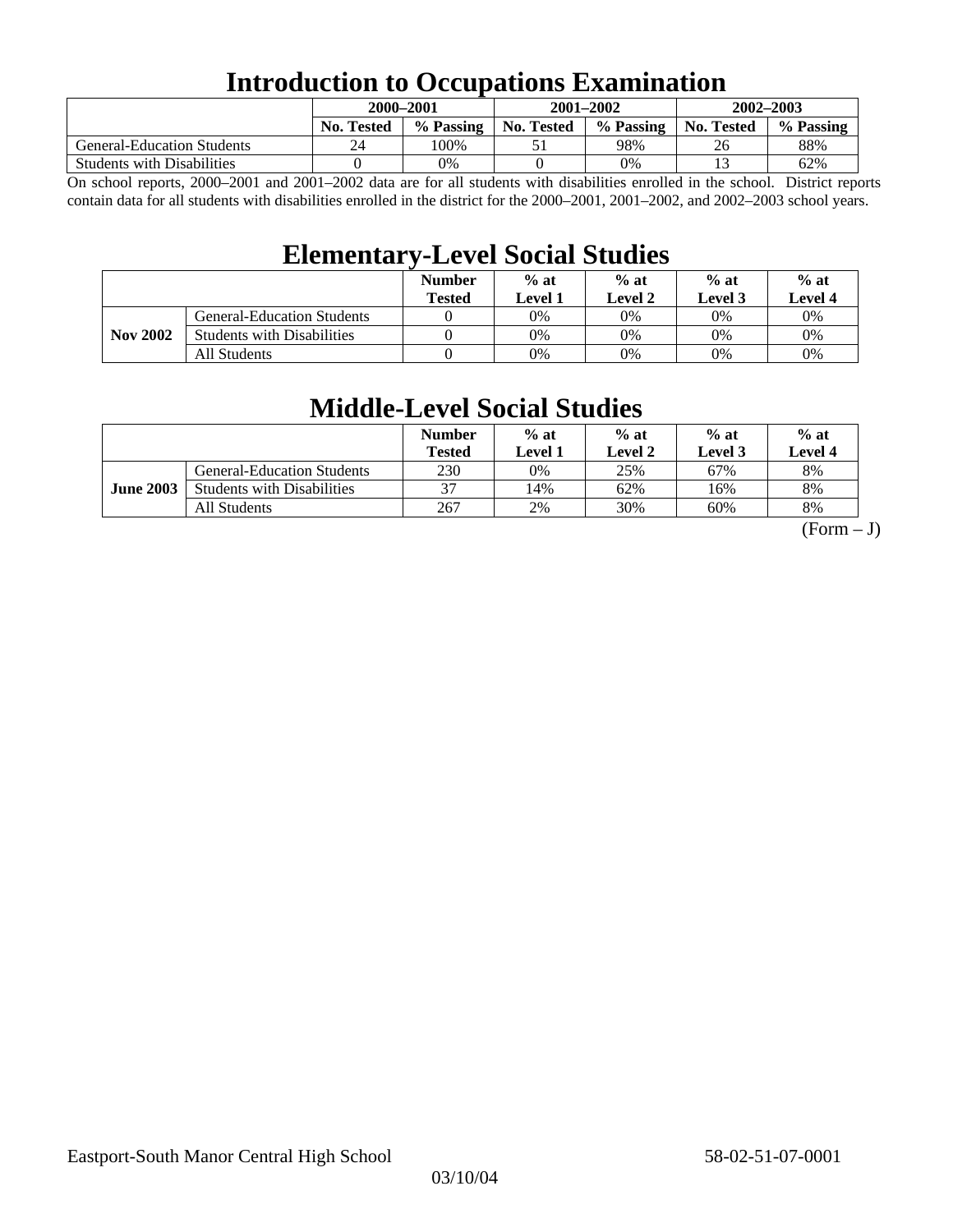# Introduction to Occupations Examination

| | 2000–2001 | | 2001–2002 | | 2002–2003 | |
|---|---|---|---|---|---|---|
| | No. Tested | % Passing | No. Tested | % Passing | No. Tested | % Passing |
| General-Education Students | 24 | 100% | 51 | 98% | 26 | 88% |
| Students with Disabilities | 0 | 0% | 0 | 0% | 13 | 62% |

On school reports, 2000–2001 and 2001–2002 data are for all students with disabilities enrolled in the school. District reports contain data for all students with disabilities enrolled in the district for the 2000–2001, 2001–2002, and 2002–2003 school years.

# Elementary-Level Social Studies

| | | Number Tested | % at Level 1 | % at Level 2 | % at Level 3 | % at Level 4 |
|---|---|---|---|---|---|---|
| **Nov 2002** | General-Education Students | 0 | 0% | 0% | 0% | 0% |
| | Students with Disabilities | 0 | 0% | 0% | 0% | 0% |
| | All Students | 0 | 0% | 0% | 0% | 0% |

# Middle-Level Social Studies

| | | Number Tested | % at Level 1 | % at Level 2 | % at Level 3 | % at Level 4 |
|---|---|---|---|---|---|---|
| **June 2003** | General-Education Students | 230 | 0% | 25% | 67% | 8% |
| | Students with Disabilities | 37 | 14% | 62% | 16% | 8% |
| | All Students | 267 | 2% | 30% | 60% | 8% |

(Form – J)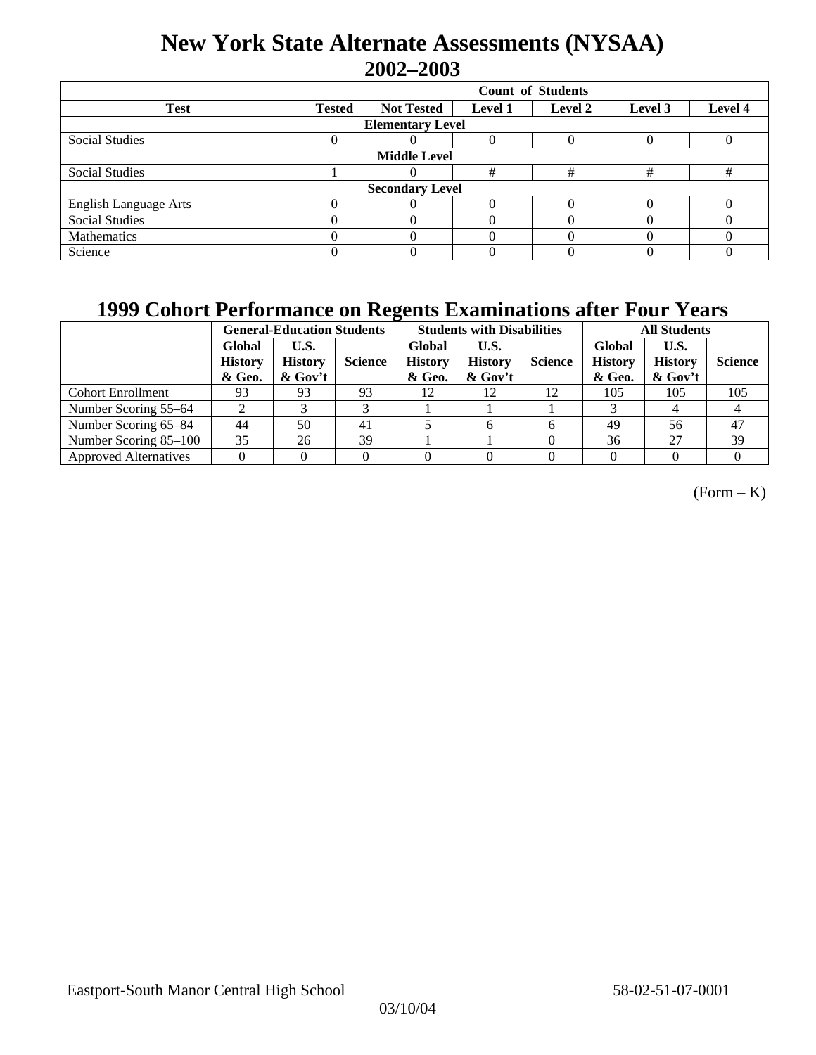# New York State Alternate Assessments (NYSAA)
## 2002–2003

| | Count of Students | | | | | |
|---|---|---|---|---|---|---|
| **Test** | **Tested** | **Not Tested** | **Level 1** | **Level 2** | **Level 3** | **Level 4** |
| **Elementary Level** | | | | | | |
| Social Studies | 0 | 0 | 0 | 0 | 0 | 0 |
| **Middle Level** | | | | | | |
| Social Studies | 1 | 0 | # | # | # | # |
| **Secondary Level** | | | | | | |
| English Language Arts | 0 | 0 | 0 | 0 | 0 | 0 |
| Social Studies | 0 | 0 | 0 | 0 | 0 | 0 |
| Mathematics | 0 | 0 | 0 | 0 | 0 | 0 |
| Science | 0 | 0 | 0 | 0 | 0 | 0 |

## 1999 Cohort Performance on Regents Examinations after Four Years

| | General-Education Students | | | Students with Disabilities | | | All Students | | |
|---|---|---|---|---|---|---|---|---|---|
| | **Global History & Geo.** | **U.S. History & Gov't** | **Science** | **Global History & Geo.** | **U.S. History & Gov't** | **Science** | **Global History & Geo.** | **U.S. History & Gov't** | **Science** |
| Cohort Enrollment | 93 | 93 | 93 | 12 | 12 | 12 | 105 | 105 | 105 |
| Number Scoring 55–64 | 2 | 3 | 3 | 1 | 1 | 1 | 3 | 4 | 4 |
| Number Scoring 65–84 | 44 | 50 | 41 | 5 | 6 | 6 | 49 | 56 | 47 |
| Number Scoring 85–100 | 35 | 26 | 39 | 1 | 1 | 0 | 36 | 27 | 39 |
| Approved Alternatives | 0 | 0 | 0 | 0 | 0 | 0 | 0 | 0 | 0 |

(Form – K)

Eastport-South Manor Central High School 58-02-51-07-0001

03/10/04